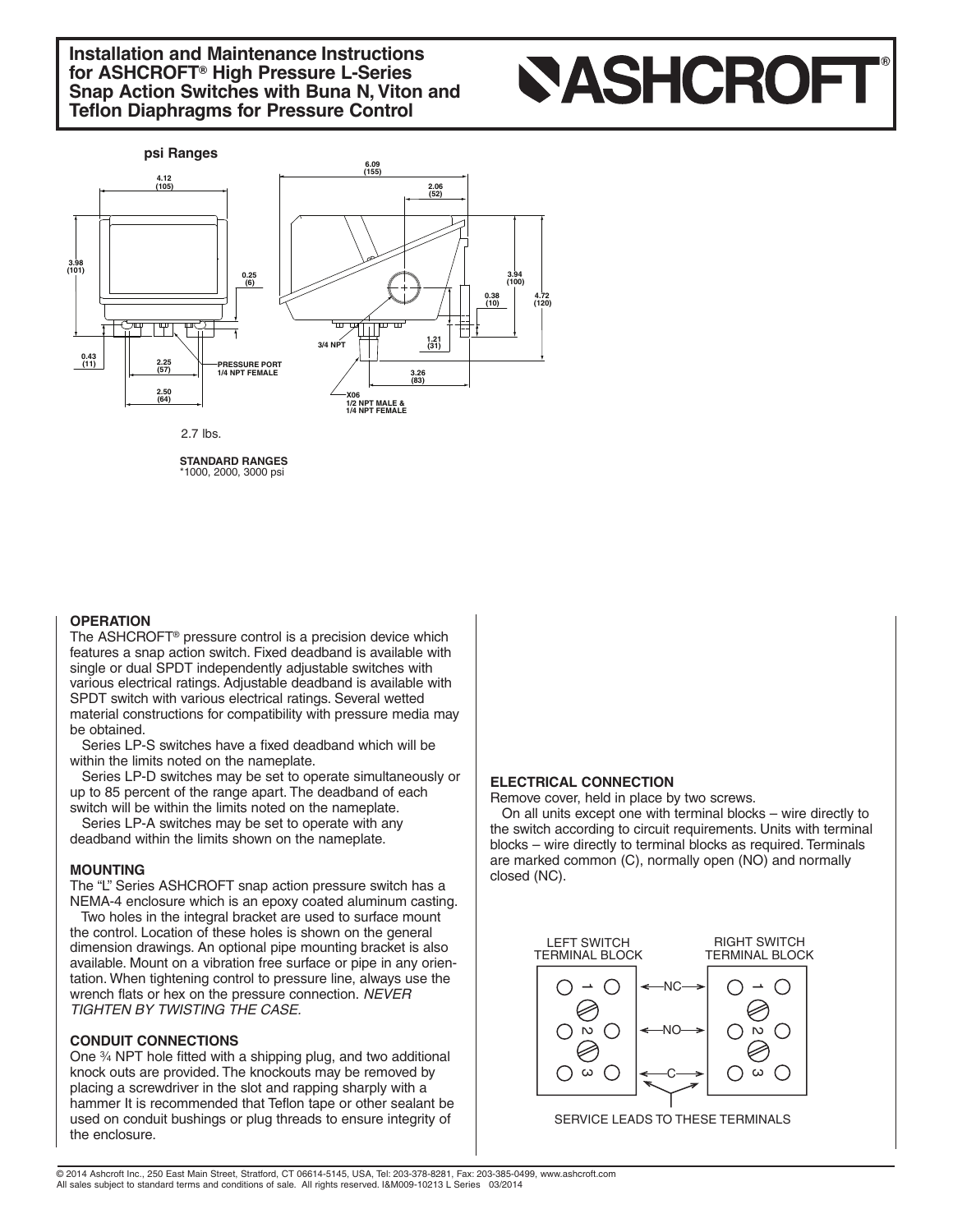# Installation and Maintenance Instructions for ASHCROFT® High Pressure L-Series Snap Action Switches with Buna N, Viton and Teflon Diaphragms for Pressure Control

**psi Ranges**

4.12 (105)

3.98 (101)

0.25 (6)

0.43 (11)

2.25 (57)

2.50 (64)

PRESSURE PORT 1/4 NPT FEMALE

6.09 (155)

2.06 (52)

3.94 (100)

0.38 (10)

4.72 (120)

3/4 NPT

1.21 (31)

3.26 (83)

X06 1/2 NPT MALE & 1/4 NPT FEMALE

2.7 lbs.

**STANDARD RANGES**
*1000, 2000, 3000 psi

## OPERATION

The ASHCROFT® pressure control is a precision device which features a snap action switch. Fixed deadband is available with single or dual SPDT independently adjustable switches with various electrical ratings. Adjustable deadband is available with SPDT switch with various electrical ratings. Several wetted material constructions for compatibility with pressure media may be obtained.

Series LP-S switches have a fixed deadband which will be within the limits noted on the nameplate.

Series LP-D switches may be set to operate simultaneously or up to 85 percent of the range apart. The deadband of each switch will be within the limits noted on the nameplate.

Series LP-A switches may be set to operate with any deadband within the limits shown on the nameplate.

## MOUNTING

The "L" Series ASHCROFT snap action pressure switch has a NEMA-4 enclosure which is an epoxy coated aluminum casting.

Two holes in the integral bracket are used to surface mount the control. Location of these holes is shown on the general dimension drawings. An optional pipe mounting bracket is also available. Mount on a vibration free surface or pipe in any orientation. When tightening control to pressure line, always use the wrench flats or hex on the pressure connection. *NEVER TIGHTEN BY TWISTING THE CASE.*

## CONDUIT CONNECTIONS

One ¾ NPT hole fitted with a shipping plug, and two additional knock outs are provided. The knockouts may be removed by placing a screwdriver in the slot and rapping sharply with a hammer It is recommended that Teflon tape or other sealant be used on conduit bushings or plug threads to ensure integrity of the enclosure.

## ELECTRICAL CONNECTION

Remove cover, held in place by two screws.

On all units except one with terminal blocks – wire directly to the switch according to circuit requirements. Units with terminal blocks – wire directly to terminal blocks as required. Terminals are marked common (C), normally open (NO) and normally closed (NC).

LEFT SWITCH TERMINAL BLOCK

RIGHT SWITCH TERMINAL BLOCK

1 ← NC → 1

2 ← NO → 2

3 ← C → 3

SERVICE LEADS TO THESE TERMINALS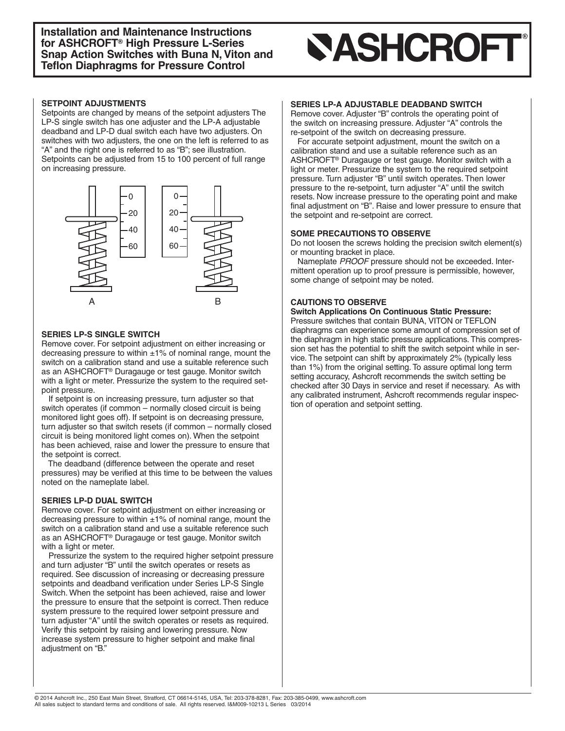# Installation and Maintenance Instructions for ASHCROFT® High Pressure L-Series Snap Action Switches with Buna N, Viton and Teflon Diaphragms for Pressure Control

### SETPOINT ADJUSTMENTS

Setpoints are changed by means of the setpoint adjusters The LP-S single switch has one adjuster and the LP-A adjustable deadband and LP-D dual switch each have two adjusters. On switches with two adjusters, the one on the left is referred to as "A" and the right one is referred to as "B"; see illustration. Setpoints can be adjusted from 15 to 100 percent of full range on increasing pressure.

0
20
40
60
A

0
20
40
60
B

### SERIES LP-S SINGLE SWITCH

Remove cover. For setpoint adjustment on either increasing or decreasing pressure to within ±1% of nominal range, mount the switch on a calibration stand and use a suitable reference such as an ASHCROFT® Duragauge or test gauge. Monitor switch with a light or meter. Pressurize the system to the required setpoint pressure.

If setpoint is on increasing pressure, turn adjuster so that switch operates (if common – normally closed circuit is being monitored light goes off). If setpoint is on decreasing pressure, turn adjuster so that switch resets (if common – normally closed circuit is being monitored light comes on). When the setpoint has been achieved, raise and lower the pressure to ensure that the setpoint is correct.

The deadband (difference between the operate and reset pressures) may be verified at this time to be between the values noted on the nameplate label.

### SERIES LP-D DUAL SWITCH

Remove cover. For setpoint adjustment on either increasing or decreasing pressure to within ±1% of nominal range, mount the switch on a calibration stand and use a suitable reference such as an ASHCROFT® Duragauge or test gauge. Monitor switch with a light or meter.

Pressurize the system to the required higher setpoint pressure and turn adjuster "B" until the switch operates or resets as required. See discussion of increasing or decreasing pressure setpoints and deadband verification under Series LP-S Single Switch. When the setpoint has been achieved, raise and lower the pressure to ensure that the setpoint is correct. Then reduce system pressure to the required lower setpoint pressure and turn adjuster "A" until the switch operates or resets as required. Verify this setpoint by raising and lowering pressure. Now increase system pressure to higher setpoint and make final adjustment on "B."

### SERIES LP-A ADJUSTABLE DEADBAND SWITCH

Remove cover. Adjuster "B" controls the operating point of the switch on increasing pressure. Adjuster "A" controls the re-setpoint of the switch on decreasing pressure.

For accurate setpoint adjustment, mount the switch on a calibration stand and use a suitable reference such as an ASHCROFT® Duragauge or test gauge. Monitor switch with a light or meter. Pressurize the system to the required setpoint pressure. Turn adjuster "B" until switch operates. Then lower pressure to the re-setpoint, turn adjuster "A" until the switch resets. Now increase pressure to the operating point and make final adjustment on "B". Raise and lower pressure to ensure that the setpoint and re-setpoint are correct.

### SOME PRECAUTIONS TO OBSERVE

Do not loosen the screws holding the precision switch element(s) or mounting bracket in place.

Nameplate *PROOF* pressure should not be exceeded. Intermittent operation up to proof pressure is permissible, however, some change of setpoint may be noted.

### CAUTIONS TO OBSERVE

**Switch Applications On Continuous Static Pressure:**
Pressure switches that contain BUNA, VITON or TEFLON diaphragms can experience some amount of compression set of the diaphragm in high static pressure applications. This compression set has the potential to shift the switch setpoint while in service. The setpoint can shift by approximately 2% (typically less than 1%) from the original setting. To assure optimal long term setting accuracy, Ashcroft recommends the switch setting be checked after 30 Days in service and reset if necessary. As with any calibrated instrument, Ashcroft recommends regular inspection of operation and setpoint setting.

© 2014 Ashcroft Inc., 250 East Main Street, Stratford, CT 06614-5145, USA, Tel: 203-378-8281, Fax: 203-385-0499, www.ashcroft.com
All sales subject to standard terms and conditions of sale. All rights reserved. I&M009-10213 L Series 03/2014